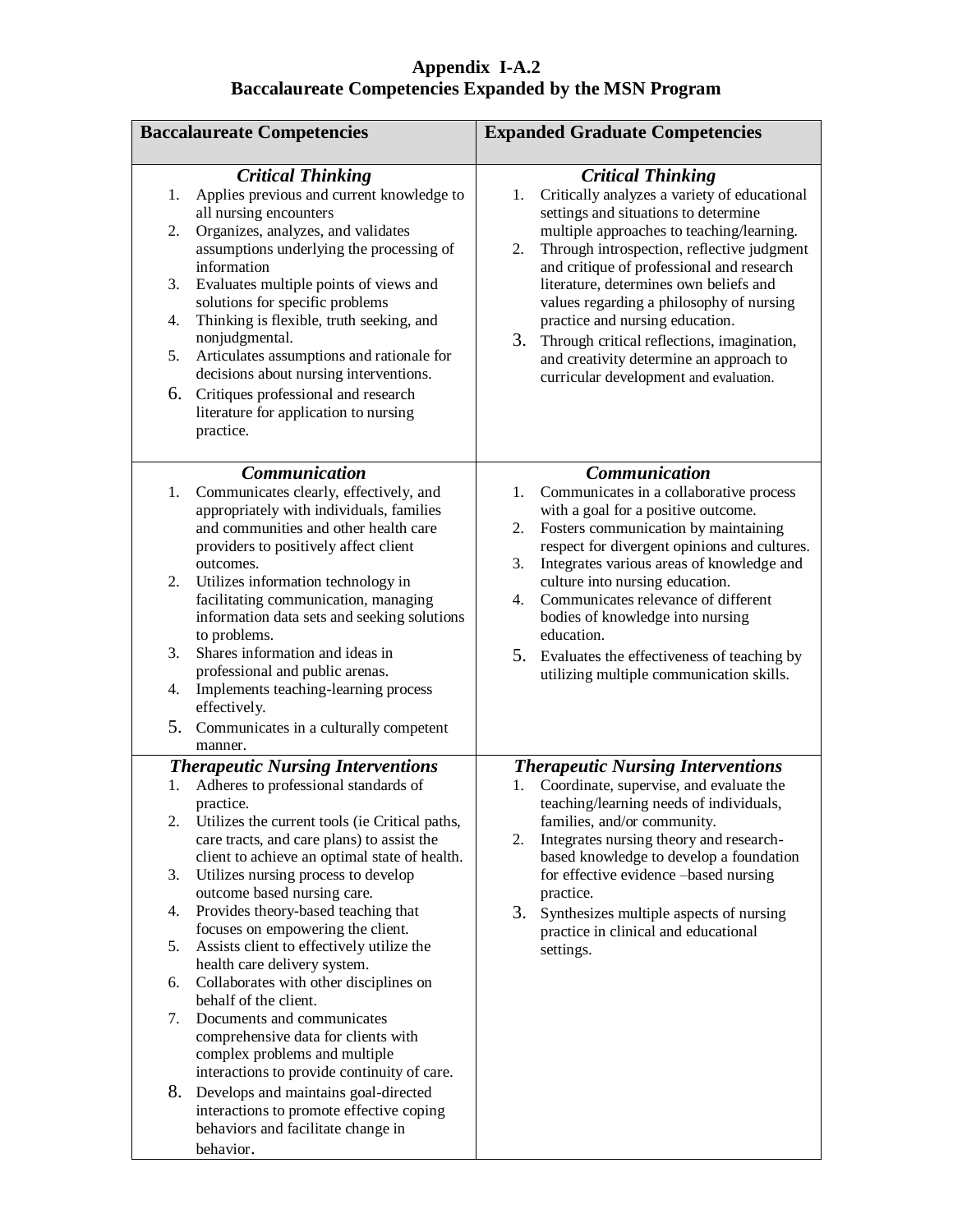# Appendix I-A.2
# Baccalaureate Competencies Expanded by the MSN Program

| Baccalaureate Competencies | Expanded Graduate Competencies |
|---|---|
| ***Critical Thinking***<br>1. Applies previous and current knowledge to all nursing encounters<br>2. Organizes, analyzes, and validates assumptions underlying the processing of information<br>3. Evaluates multiple points of views and solutions for specific problems<br>4. Thinking is flexible, truth seeking, and nonjudgmental.<br>5. Articulates assumptions and rationale for decisions about nursing interventions.<br>6. Critiques professional and research literature for application to nursing practice. | ***Critical Thinking***<br>1. Critically analyzes a variety of educational settings and situations to determine multiple approaches to teaching/learning.<br>2. Through introspection, reflective judgment and critique of professional and research literature, determines own beliefs and values regarding a philosophy of nursing practice and nursing education.<br>3. Through critical reflections, imagination, and creativity determine an approach to curricular development and evaluation. |
| ***Communication***<br>1. Communicates clearly, effectively, and appropriately with individuals, families and communities and other health care providers to positively affect client outcomes.<br>2. Utilizes information technology in facilitating communication, managing information data sets and seeking solutions to problems.<br>3. Shares information and ideas in professional and public arenas.<br>4. Implements teaching-learning process effectively.<br>5. Communicates in a culturally competent manner. | ***Communication***<br>1. Communicates in a collaborative process with a goal for a positive outcome.<br>2. Fosters communication by maintaining respect for divergent opinions and cultures.<br>3. Integrates various areas of knowledge and culture into nursing education.<br>4. Communicates relevance of different bodies of knowledge into nursing education.<br>5. Evaluates the effectiveness of teaching by utilizing multiple communication skills. |
| ***Therapeutic Nursing Interventions***<br>1. Adheres to professional standards of practice.<br>2. Utilizes the current tools (ie Critical paths, care tracts, and care plans) to assist the client to achieve an optimal state of health.<br>3. Utilizes nursing process to develop outcome based nursing care.<br>4. Provides theory-based teaching that focuses on empowering the client.<br>5. Assists client to effectively utilize the health care delivery system.<br>6. Collaborates with other disciplines on behalf of the client.<br>7. Documents and communicates comprehensive data for clients with complex problems and multiple interactions to provide continuity of care.<br>8. Develops and maintains goal-directed interactions to promote effective coping behaviors and facilitate change in behavior. | ***Therapeutic Nursing Interventions***<br>1. Coordinate, supervise, and evaluate the teaching/learning needs of individuals, families, and/or community.<br>2. Integrates nursing theory and research-based knowledge to develop a foundation for effective evidence –based nursing practice.<br>3. Synthesizes multiple aspects of nursing practice in clinical and educational settings. |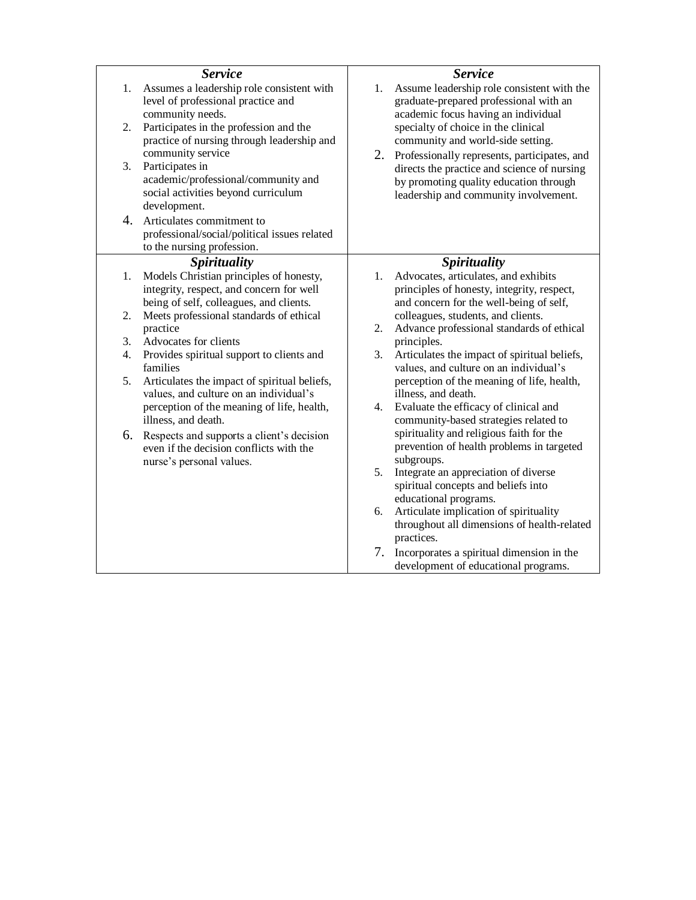| | |
|---|---|
| ***Service*** | ***Service*** |
| 1. Assumes a leadership role consistent with level of professional practice and community needs.<br>2. Participates in the profession and the practice of nursing through leadership and community service<br>3. Participates in academic/professional/community and social activities beyond curriculum development.<br>4. Articulates commitment to professional/social/political issues related to the nursing profession. | 1. Assume leadership role consistent with the graduate-prepared professional with an academic focus having an individual specialty of choice in the clinical community and world-side setting.<br>2. Professionally represents, participates, and directs the practice and science of nursing by promoting quality education through leadership and community involvement. |
| ***Spirituality*** | ***Spirituality*** |
| 1. Models Christian principles of honesty, integrity, respect, and concern for well being of self, colleagues, and clients.<br>2. Meets professional standards of ethical practice<br>3. Advocates for clients<br>4. Provides spiritual support to clients and families<br>5. Articulates the impact of spiritual beliefs, values, and culture on an individual's perception of the meaning of life, health, illness, and death.<br>6. Respects and supports a client's decision even if the decision conflicts with the nurse's personal values. | 1. Advocates, articulates, and exhibits principles of honesty, integrity, respect, and concern for the well-being of self, colleagues, students, and clients.<br>2. Advance professional standards of ethical principles.<br>3. Articulates the impact of spiritual beliefs, values, and culture on an individual's perception of the meaning of life, health, illness, and death.<br>4. Evaluate the efficacy of clinical and community-based strategies related to spirituality and religious faith for the prevention of health problems in targeted subgroups.<br>5. Integrate an appreciation of diverse spiritual concepts and beliefs into educational programs.<br>6. Articulate implication of spirituality throughout all dimensions of health-related practices.<br>7. Incorporates a spiritual dimension in the development of educational programs. |